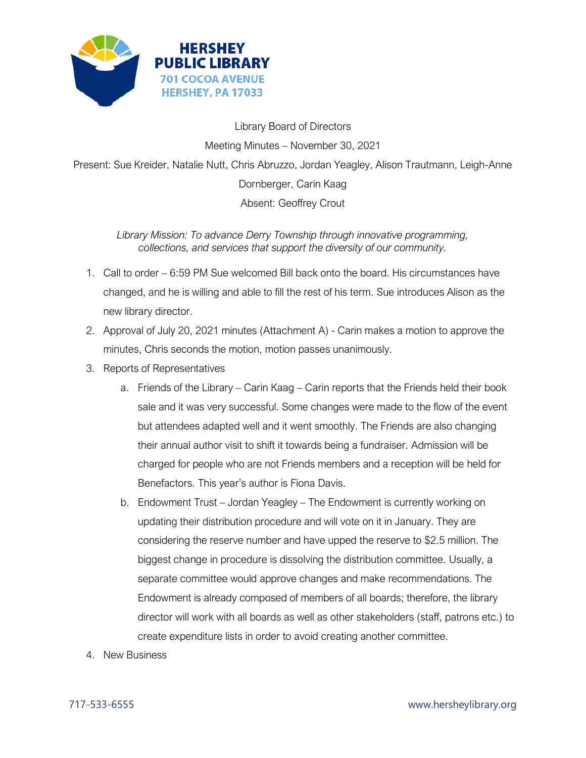**HERSHEY PUBLIC LIBRARY**
701 COCOA AVENUE
HERSHEY, PA 17033

Library Board of Directors

Meeting Minutes – November 30, 2021

Present: Sue Kreider, Natalie Nutt, Chris Abruzzo, Jordan Yeagley, Alison Trautmann, Leigh-Anne Dornberger, Carin Kaag

Absent: Geoffrey Crout

*Library Mission: To advance Derry Township through innovative programming, collections, and services that support the diversity of our community.*

1. Call to order – 6:59 PM Sue welcomed Bill back onto the board. His circumstances have changed, and he is willing and able to fill the rest of his term. Sue introduces Alison as the new library director.
2. Approval of July 20, 2021 minutes (Attachment A) - Carin makes a motion to approve the minutes, Chris seconds the motion, motion passes unanimously.
3. Reports of Representatives
   a. Friends of the Library – Carin Kaag – Carin reports that the Friends held their book sale and it was very successful. Some changes were made to the flow of the event but attendees adapted well and it went smoothly. The Friends are also changing their annual author visit to shift it towards being a fundraiser. Admission will be charged for people who are not Friends members and a reception will be held for Benefactors. This year's author is Fiona Davis.
   b. Endowment Trust – Jordan Yeagley – The Endowment is currently working on updating their distribution procedure and will vote on it in January. They are considering the reserve number and have upped the reserve to $2.5 million. The biggest change in procedure is dissolving the distribution committee. Usually, a separate committee would approve changes and make recommendations. The Endowment is already composed of members of all boards; therefore, the library director will work with all boards as well as other stakeholders (staff, patrons etc.) to create expenditure lists in order to avoid creating another committee.
4. New Business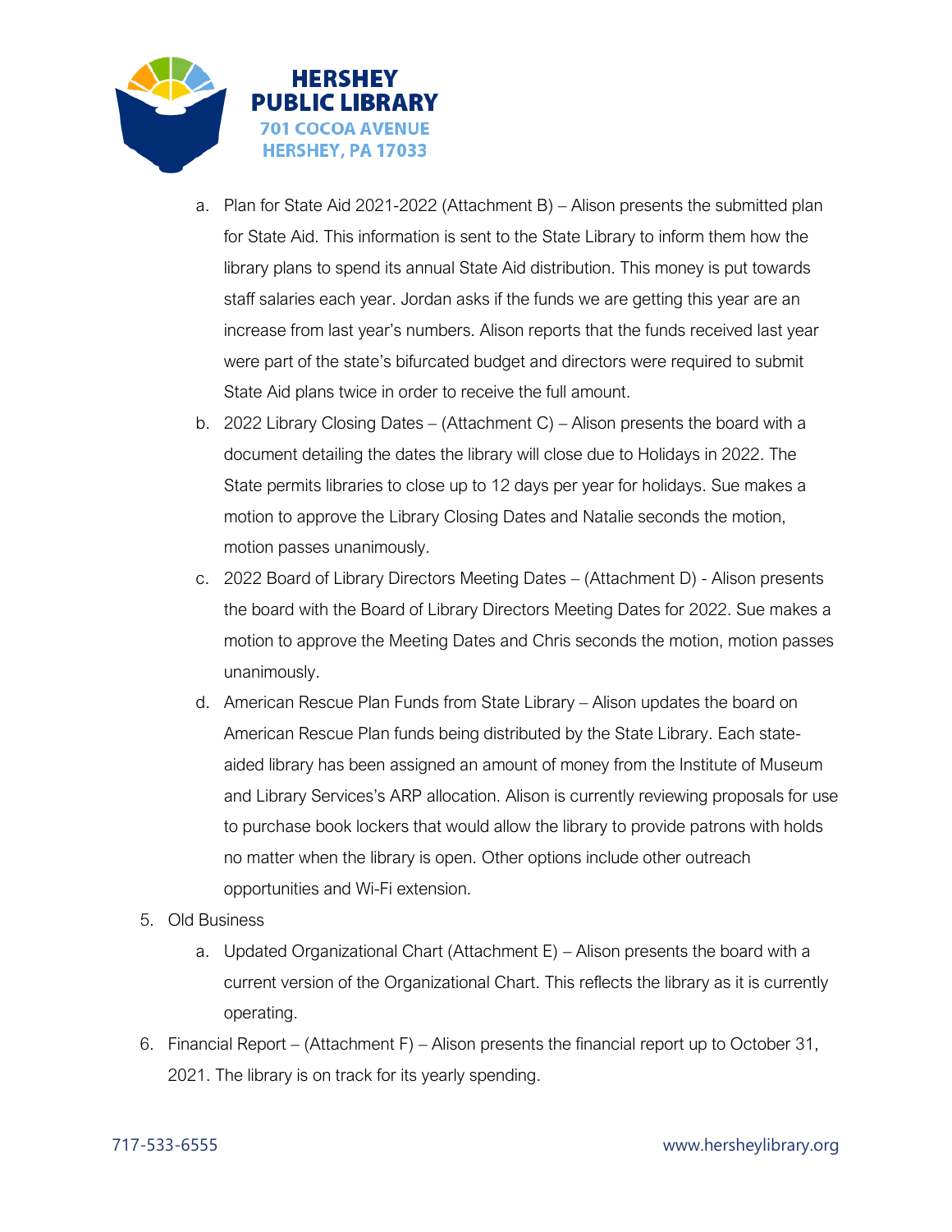a. Plan for State Aid 2021-2022 (Attachment B) – Alison presents the submitted plan for State Aid. This information is sent to the State Library to inform them how the library plans to spend its annual State Aid distribution. This money is put towards staff salaries each year. Jordan asks if the funds we are getting this year are an increase from last year's numbers. Alison reports that the funds received last year were part of the state's bifurcated budget and directors were required to submit State Aid plans twice in order to receive the full amount.

b. 2022 Library Closing Dates – (Attachment C) – Alison presents the board with a document detailing the dates the library will close due to Holidays in 2022. The State permits libraries to close up to 12 days per year for holidays. Sue makes a motion to approve the Library Closing Dates and Natalie seconds the motion, motion passes unanimously.

c. 2022 Board of Library Directors Meeting Dates – (Attachment D) - Alison presents the board with the Board of Library Directors Meeting Dates for 2022. Sue makes a motion to approve the Meeting Dates and Chris seconds the motion, motion passes unanimously.

d. American Rescue Plan Funds from State Library – Alison updates the board on American Rescue Plan funds being distributed by the State Library. Each state-aided library has been assigned an amount of money from the Institute of Museum and Library Services's ARP allocation. Alison is currently reviewing proposals for use to purchase book lockers that would allow the library to provide patrons with holds no matter when the library is open. Other options include other outreach opportunities and Wi-Fi extension.

5. Old Business

   a. Updated Organizational Chart (Attachment E) – Alison presents the board with a current version of the Organizational Chart. This reflects the library as it is currently operating.

6. Financial Report – (Attachment F) – Alison presents the financial report up to October 31, 2021. The library is on track for its yearly spending.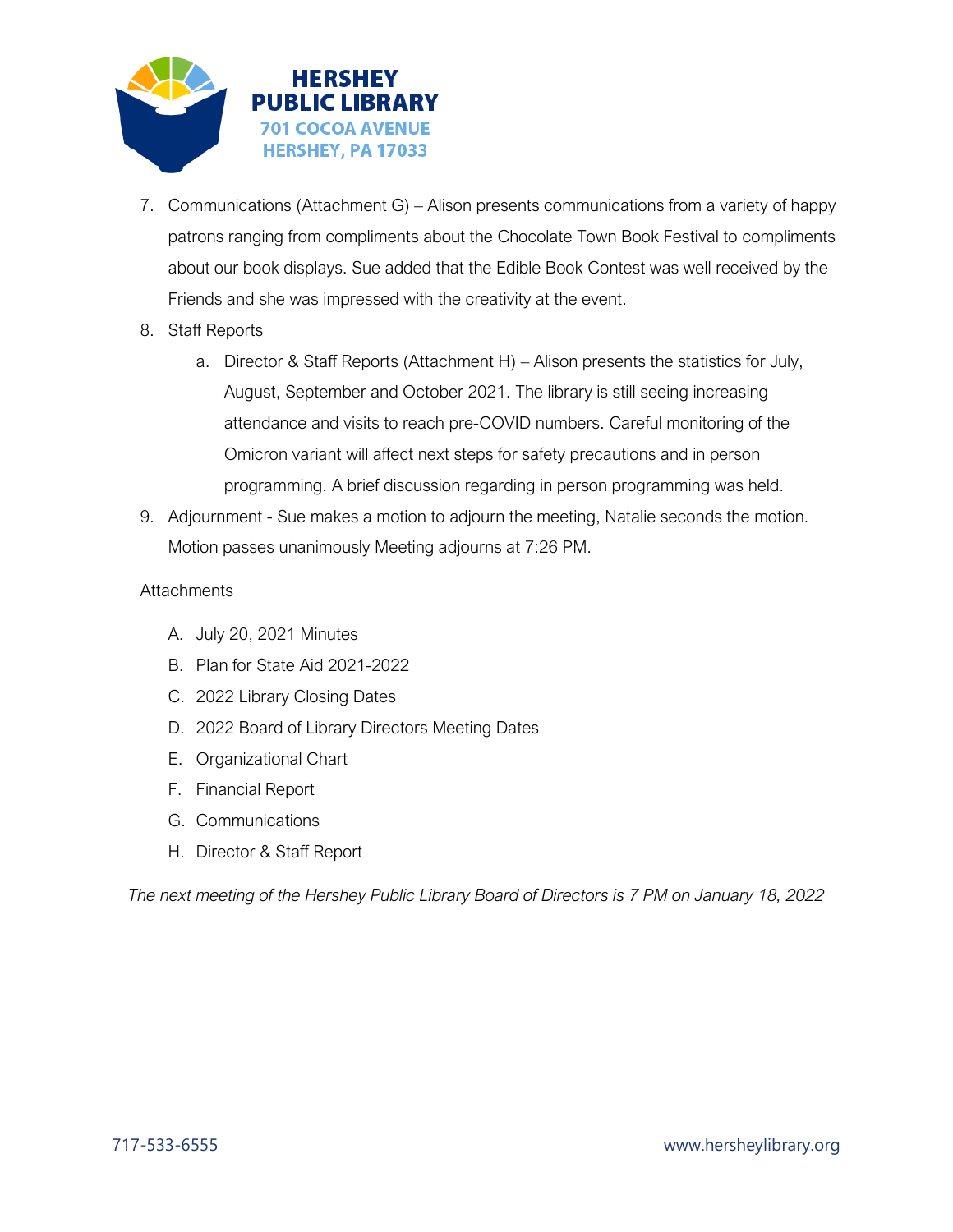7. Communications (Attachment G) – Alison presents communications from a variety of happy patrons ranging from compliments about the Chocolate Town Book Festival to compliments about our book displays. Sue added that the Edible Book Contest was well received by the Friends and she was impressed with the creativity at the event.
8. Staff Reports
   a. Director & Staff Reports (Attachment H) – Alison presents the statistics for July, August, September and October 2021. The library is still seeing increasing attendance and visits to reach pre-COVID numbers. Careful monitoring of the Omicron variant will affect next steps for safety precautions and in person programming. A brief discussion regarding in person programming was held.
9. Adjournment - Sue makes a motion to adjourn the meeting, Natalie seconds the motion. Motion passes unanimously Meeting adjourns at 7:26 PM.

Attachments

A. July 20, 2021 Minutes
B. Plan for State Aid 2021-2022
C. 2022 Library Closing Dates
D. 2022 Board of Library Directors Meeting Dates
E. Organizational Chart
F. Financial Report
G. Communications
H. Director & Staff Report

*The next meeting of the Hershey Public Library Board of Directors is 7 PM on January 18, 2022*